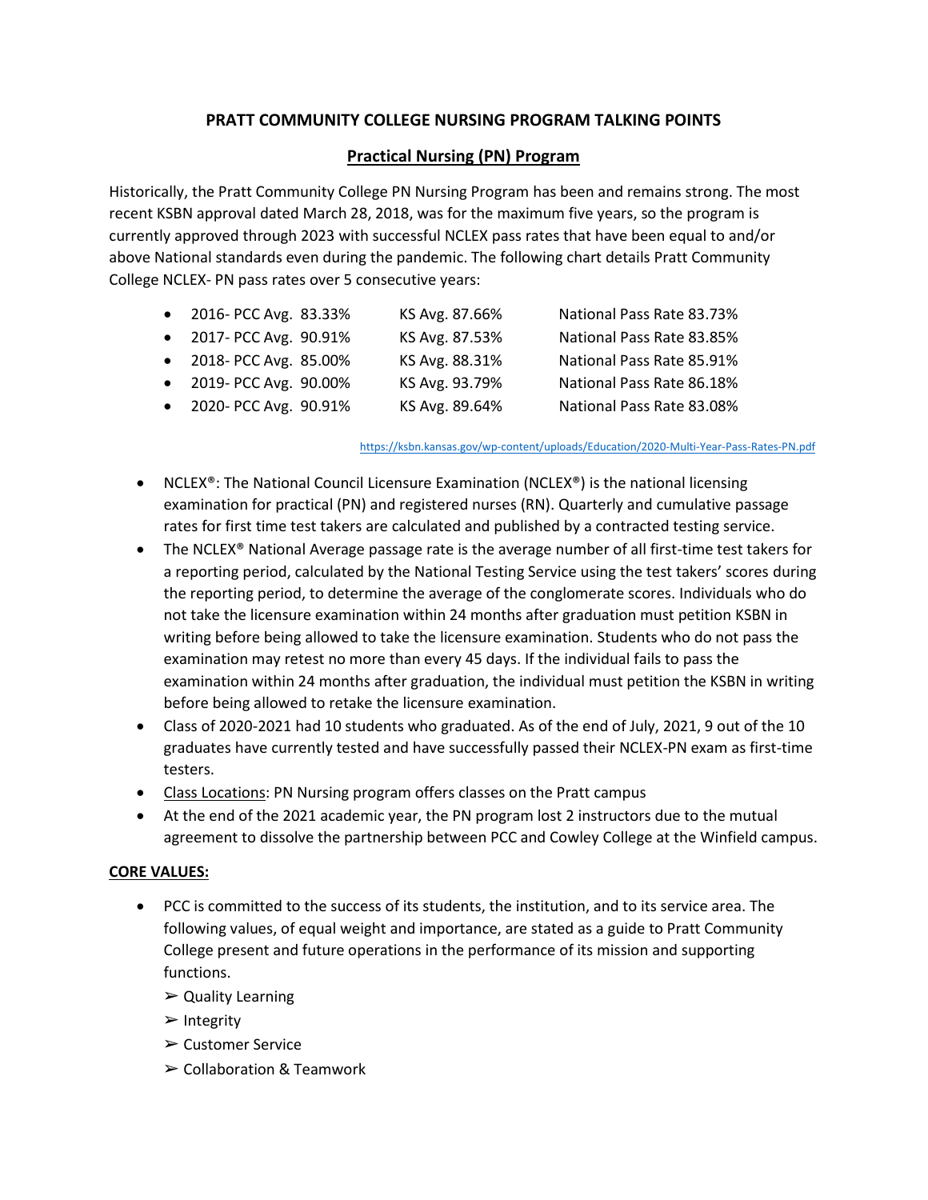# PRATT COMMUNITY COLLEGE NURSING PROGRAM TALKING POINTS

## Practical Nursing (PN) Program

Historically, the Pratt Community College PN Nursing Program has been and remains strong. The most recent KSBN approval dated March 28, 2018, was for the maximum five years, so the program is currently approved through 2023 with successful NCLEX pass rates that have been equal to and/or above National standards even during the pandemic. The following chart details Pratt Community College NCLEX- PN pass rates over 5 consecutive years:

- 2016- PCC Avg. 83.33% KS Avg. 87.66% National Pass Rate 83.73%
- 2017- PCC Avg. 90.91% KS Avg. 87.53% National Pass Rate 83.85%
- 2018- PCC Avg. 85.00% KS Avg. 88.31% National Pass Rate 85.91%
- 2019- PCC Avg. 90.00% KS Avg. 93.79% National Pass Rate 86.18%
- 2020- PCC Avg. 90.91% KS Avg. 89.64% National Pass Rate 83.08%

https://ksbn.kansas.gov/wp-content/uploads/Education/2020-Multi-Year-Pass-Rates-PN.pdf

- NCLEX®: The National Council Licensure Examination (NCLEX®) is the national licensing examination for practical (PN) and registered nurses (RN). Quarterly and cumulative passage rates for first time test takers are calculated and published by a contracted testing service.
- The NCLEX® National Average passage rate is the average number of all first-time test takers for a reporting period, calculated by the National Testing Service using the test takers' scores during the reporting period, to determine the average of the conglomerate scores. Individuals who do not take the licensure examination within 24 months after graduation must petition KSBN in writing before being allowed to take the licensure examination. Students who do not pass the examination may retest no more than every 45 days. If the individual fails to pass the examination within 24 months after graduation, the individual must petition the KSBN in writing before being allowed to retake the licensure examination.
- Class of 2020-2021 had 10 students who graduated. As of the end of July, 2021, 9 out of the 10 graduates have currently tested and have successfully passed their NCLEX-PN exam as first-time testers.
- Class Locations: PN Nursing program offers classes on the Pratt campus
- At the end of the 2021 academic year, the PN program lost 2 instructors due to the mutual agreement to dissolve the partnership between PCC and Cowley College at the Winfield campus.

**CORE VALUES:**

- PCC is committed to the success of its students, the institution, and to its service area. The following values, of equal weight and importance, are stated as a guide to Pratt Community College present and future operations in the performance of its mission and supporting functions.
  - ➢ Quality Learning
  - ➢ Integrity
  - ➢ Customer Service
  - ➢ Collaboration & Teamwork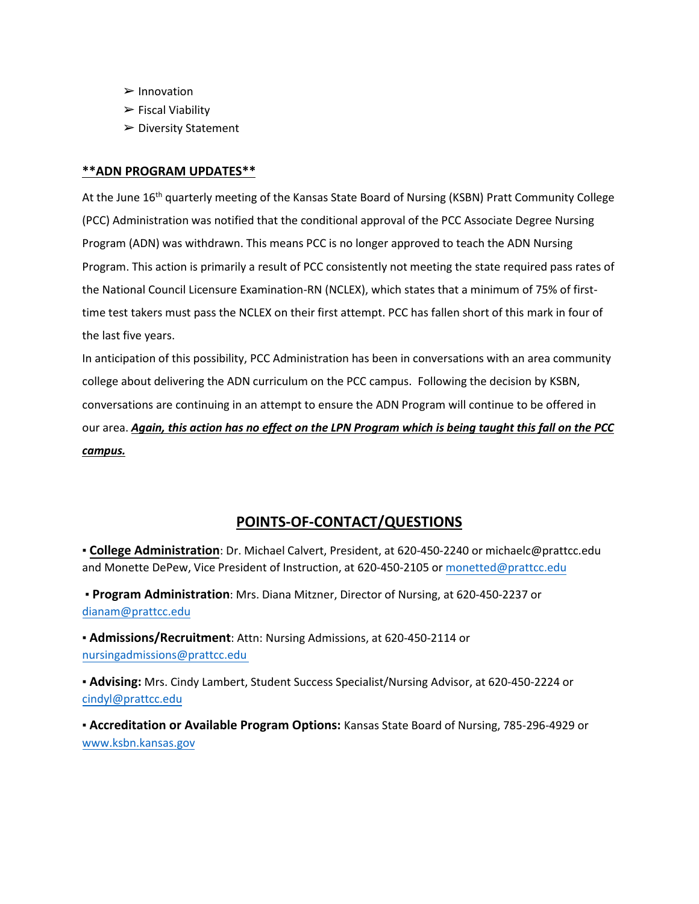- ➢ Innovation
- ➢ Fiscal Viability
- ➢ Diversity Statement

## **ADN PROGRAM UPDATES**

At the June 16th quarterly meeting of the Kansas State Board of Nursing (KSBN) Pratt Community College (PCC) Administration was notified that the conditional approval of the PCC Associate Degree Nursing Program (ADN) was withdrawn. This means PCC is no longer approved to teach the ADN Nursing Program. This action is primarily a result of PCC consistently not meeting the state required pass rates of the National Council Licensure Examination-RN (NCLEX), which states that a minimum of 75% of first-time test takers must pass the NCLEX on their first attempt. PCC has fallen short of this mark in four of the last five years.

In anticipation of this possibility, PCC Administration has been in conversations with an area community college about delivering the ADN curriculum on the PCC campus. Following the decision by KSBN, conversations are continuing in an attempt to ensure the ADN Program will continue to be offered in our area. ***Again, this action has no effect on the LPN Program which is being taught this fall on the PCC campus.***

## POINTS-OF-CONTACT/QUESTIONS

▪ **College Administration**: Dr. Michael Calvert, President, at 620-450-2240 or michaelc@prattcc.edu and Monette DePew, Vice President of Instruction, at 620-450-2105 or monetted@prattcc.edu

▪ **Program Administration**: Mrs. Diana Mitzner, Director of Nursing, at 620-450-2237 or dianam@prattcc.edu

▪ **Admissions/Recruitment**: Attn: Nursing Admissions, at 620-450-2114 or nursingadmissions@prattcc.edu

▪ **Advising:** Mrs. Cindy Lambert, Student Success Specialist/Nursing Advisor, at 620-450-2224 or cindyl@prattcc.edu

▪ **Accreditation or Available Program Options:** Kansas State Board of Nursing, 785-296-4929 or www.ksbn.kansas.gov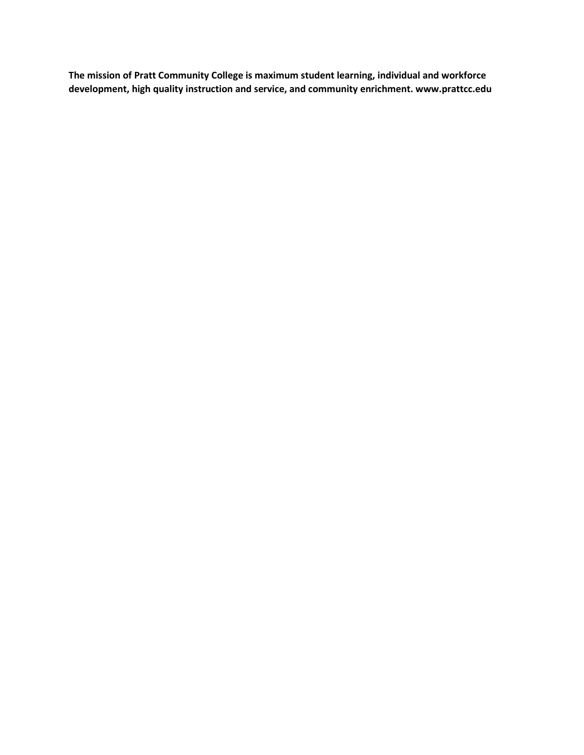**The mission of Pratt Community College is maximum student learning, individual and workforce development, high quality instruction and service, and community enrichment. www.prattcc.edu**